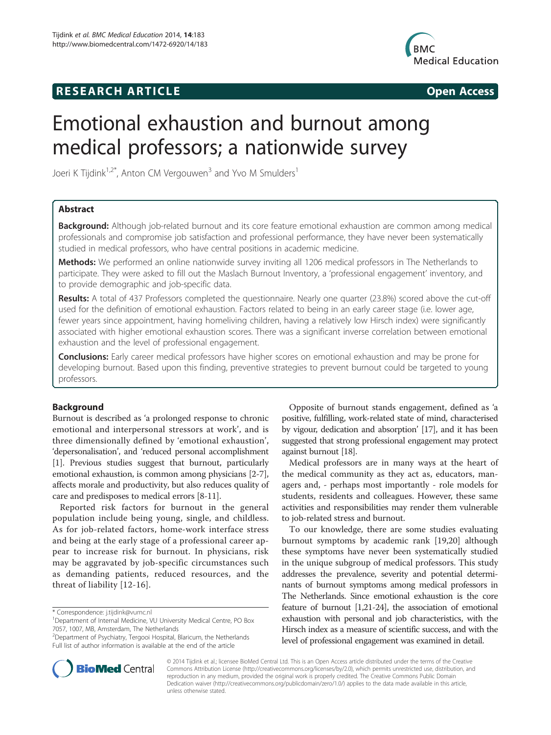RESEARCH ARTICLE Open Access

# Emotional exhaustion and burnout among medical professors; a nationwide survey

Joeri K Tijdink[1,2*], Anton CM Vergouwen[3] and Yvo M Smulders[1]

## Abstract

**Background:** Although job-related burnout and its core feature emotional exhaustion are common among medical professionals and compromise job satisfaction and professional performance, they have never been systematically studied in medical professors, who have central positions in academic medicine.

**Methods:** We performed an online nationwide survey inviting all 1206 medical professors in The Netherlands to participate. They were asked to fill out the Maslach Burnout Inventory, a 'professional engagement' inventory, and to provide demographic and job-specific data.

**Results:** A total of 437 Professors completed the questionnaire. Nearly one quarter (23.8%) scored above the cut-off used for the definition of emotional exhaustion. Factors related to being in an early career stage (i.e. lower age, fewer years since appointment, having homeliving children, having a relatively low Hirsch index) were significantly associated with higher emotional exhaustion scores. There was a significant inverse correlation between emotional exhaustion and the level of professional engagement.

**Conclusions:** Early career medical professors have higher scores on emotional exhaustion and may be prone for developing burnout. Based upon this finding, preventive strategies to prevent burnout could be targeted to young professors.

## Background

Burnout is described as 'a prolonged response to chronic emotional and interpersonal stressors at work', and is three dimensionally defined by 'emotional exhaustion', 'depersonalisation', and 'reduced personal accomplishment [1]. Previous studies suggest that burnout, particularly emotional exhaustion, is common among physicians [2-7], affects morale and productivity, but also reduces quality of care and predisposes to medical errors [8-11].

Reported risk factors for burnout in the general population include being young, single, and childless. As for job-related factors, home-work interface stress and being at the early stage of a professional career appear to increase risk for burnout. In physicians, risk may be aggravated by job-specific circumstances such as demanding patients, reduced resources, and the threat of liability [12-16].

Opposite of burnout stands engagement, defined as 'a positive, fulfilling, work-related state of mind, characterised by vigour, dedication and absorption' [17], and it has been suggested that strong professional engagement may protect against burnout [18].

Medical professors are in many ways at the heart of the medical community as they act as, educators, managers and, - perhaps most importantly - role models for students, residents and colleagues. However, these same activities and responsibilities may render them vulnerable to job-related stress and burnout.

To our knowledge, there are some studies evaluating burnout symptoms by academic rank [19,20] although these symptoms have never been systematically studied in the unique subgroup of medical professors. This study addresses the prevalence, severity and potential determinants of burnout symptoms among medical professors in The Netherlands. Since emotional exhaustion is the core feature of burnout [1,21-24], the association of emotional exhaustion with personal and job characteristics, with the Hirsch index as a measure of scientific success, and with the level of professional engagement was examined in detail.

\* Correspondence: j.tijdink@vumc.nl
[1]Department of Internal Medicine, VU University Medical Centre, PO Box 7057, 1007, MB, Amsterdam, The Netherlands
[2]Department of Psychiatry, Tergooi Hospital, Blaricum, the Netherlands
Full list of author information is available at the end of the article

© 2014 Tijdink et al.; licensee BioMed Central Ltd. This is an Open Access article distributed under the terms of the Creative Commons Attribution License (http://creativecommons.org/licenses/by/2.0), which permits unrestricted use, distribution, and reproduction in any medium, provided the original work is properly credited. The Creative Commons Public Domain Dedication waiver (http://creativecommons.org/publicdomain/zero/1.0/) applies to the data made available in this article, unless otherwise stated.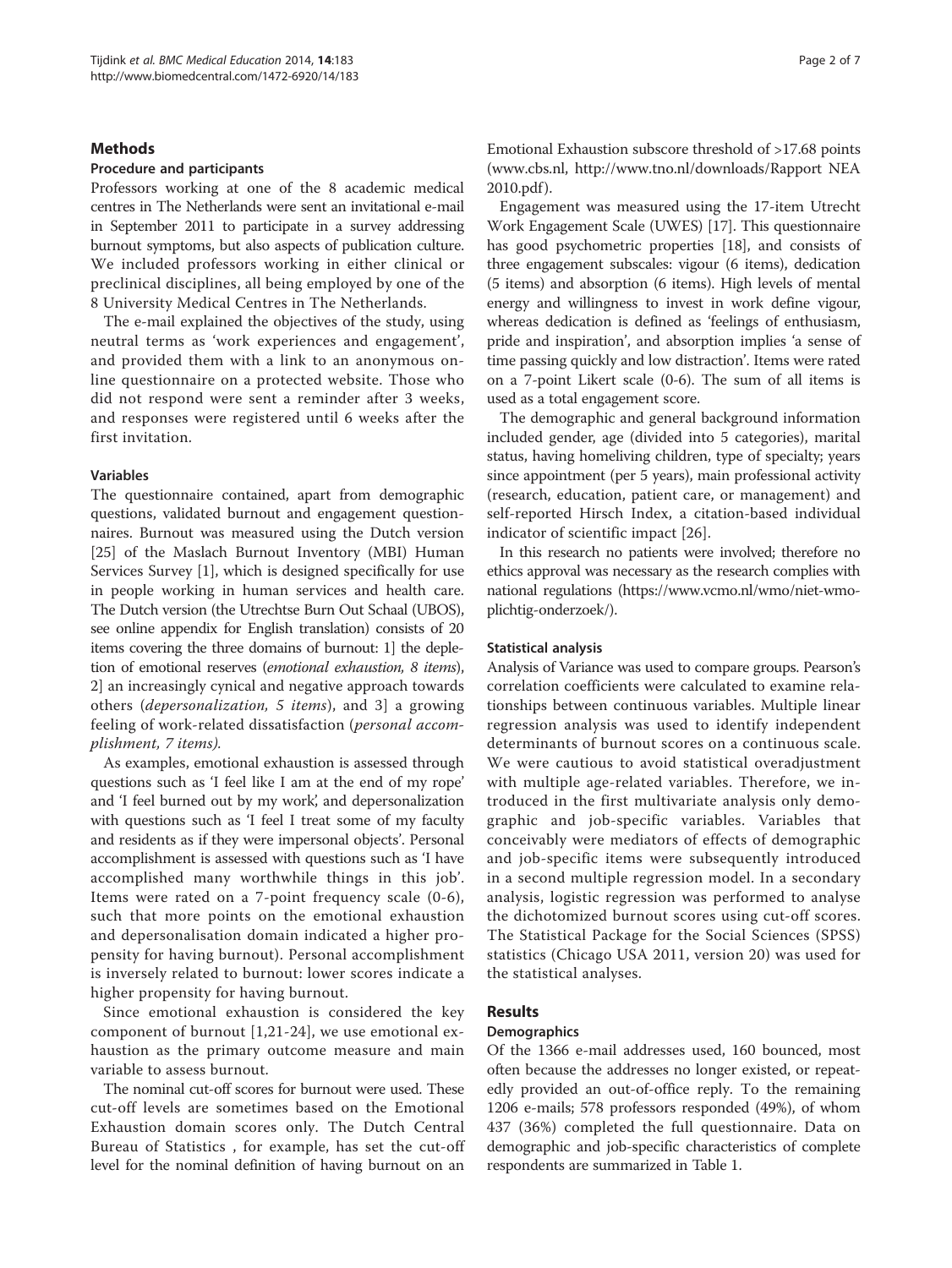## Methods

### Procedure and participants

Professors working at one of the 8 academic medical centres in The Netherlands were sent an invitational e-mail in September 2011 to participate in a survey addressing burnout symptoms, but also aspects of publication culture. We included professors working in either clinical or preclinical disciplines, all being employed by one of the 8 University Medical Centres in The Netherlands.

The e-mail explained the objectives of the study, using neutral terms as 'work experiences and engagement', and provided them with a link to an anonymous online questionnaire on a protected website. Those who did not respond were sent a reminder after 3 weeks, and responses were registered until 6 weeks after the first invitation.

### Variables

The questionnaire contained, apart from demographic questions, validated burnout and engagement questionnaires. Burnout was measured using the Dutch version [25] of the Maslach Burnout Inventory (MBI) Human Services Survey [1], which is designed specifically for use in people working in human services and health care. The Dutch version (the Utrechtse Burn Out Schaal (UBOS), see online appendix for English translation) consists of 20 items covering the three domains of burnout: 1] the depletion of emotional reserves (*emotional exhaustion, 8 items*), 2] an increasingly cynical and negative approach towards others (*depersonalization, 5 items*), and 3] a growing feeling of work-related dissatisfaction (*personal accomplishment, 7 items).*

As examples, emotional exhaustion is assessed through questions such as 'I feel like I am at the end of my rope' and 'I feel burned out by my work', and depersonalization with questions such as 'I feel I treat some of my faculty and residents as if they were impersonal objects'. Personal accomplishment is assessed with questions such as 'I have accomplished many worthwhile things in this job'. Items were rated on a 7-point frequency scale (0-6), such that more points on the emotional exhaustion and depersonalisation domain indicated a higher propensity for having burnout). Personal accomplishment is inversely related to burnout: lower scores indicate a higher propensity for having burnout.

Since emotional exhaustion is considered the key component of burnout [1,21-24], we use emotional exhaustion as the primary outcome measure and main variable to assess burnout.

The nominal cut-off scores for burnout were used. These cut-off levels are sometimes based on the Emotional Exhaustion domain scores only. The Dutch Central Bureau of Statistics , for example, has set the cut-off level for the nominal definition of having burnout on an Emotional Exhaustion subscore threshold of >17.68 points (www.cbs.nl, http://www.tno.nl/downloads/Rapport NEA 2010.pdf).

Engagement was measured using the 17-item Utrecht Work Engagement Scale (UWES) [17]. This questionnaire has good psychometric properties [18], and consists of three engagement subscales: vigour (6 items), dedication (5 items) and absorption (6 items). High levels of mental energy and willingness to invest in work define vigour, whereas dedication is defined as 'feelings of enthusiasm, pride and inspiration', and absorption implies 'a sense of time passing quickly and low distraction'. Items were rated on a 7-point Likert scale (0-6). The sum of all items is used as a total engagement score.

The demographic and general background information included gender, age (divided into 5 categories), marital status, having homeliving children, type of specialty; years since appointment (per 5 years), main professional activity (research, education, patient care, or management) and self-reported Hirsch Index, a citation-based individual indicator of scientific impact [26].

In this research no patients were involved; therefore no ethics approval was necessary as the research complies with national regulations (https://www.vcmo.nl/wmo/niet-wmo-plichtig-onderzoek/).

### Statistical analysis

Analysis of Variance was used to compare groups. Pearson's correlation coefficients were calculated to examine relationships between continuous variables. Multiple linear regression analysis was used to identify independent determinants of burnout scores on a continuous scale. We were cautious to avoid statistical overadjustment with multiple age-related variables. Therefore, we introduced in the first multivariate analysis only demographic and job-specific variables. Variables that conceivably were mediators of effects of demographic and job-specific items were subsequently introduced in a second multiple regression model. In a secondary analysis, logistic regression was performed to analyse the dichotomized burnout scores using cut-off scores. The Statistical Package for the Social Sciences (SPSS) statistics (Chicago USA 2011, version 20) was used for the statistical analyses.

## Results

### Demographics

Of the 1366 e-mail addresses used, 160 bounced, most often because the addresses no longer existed, or repeatedly provided an out-of-office reply. To the remaining 1206 e-mails; 578 professors responded (49%), of whom 437 (36%) completed the full questionnaire. Data on demographic and job-specific characteristics of complete respondents are summarized in Table 1.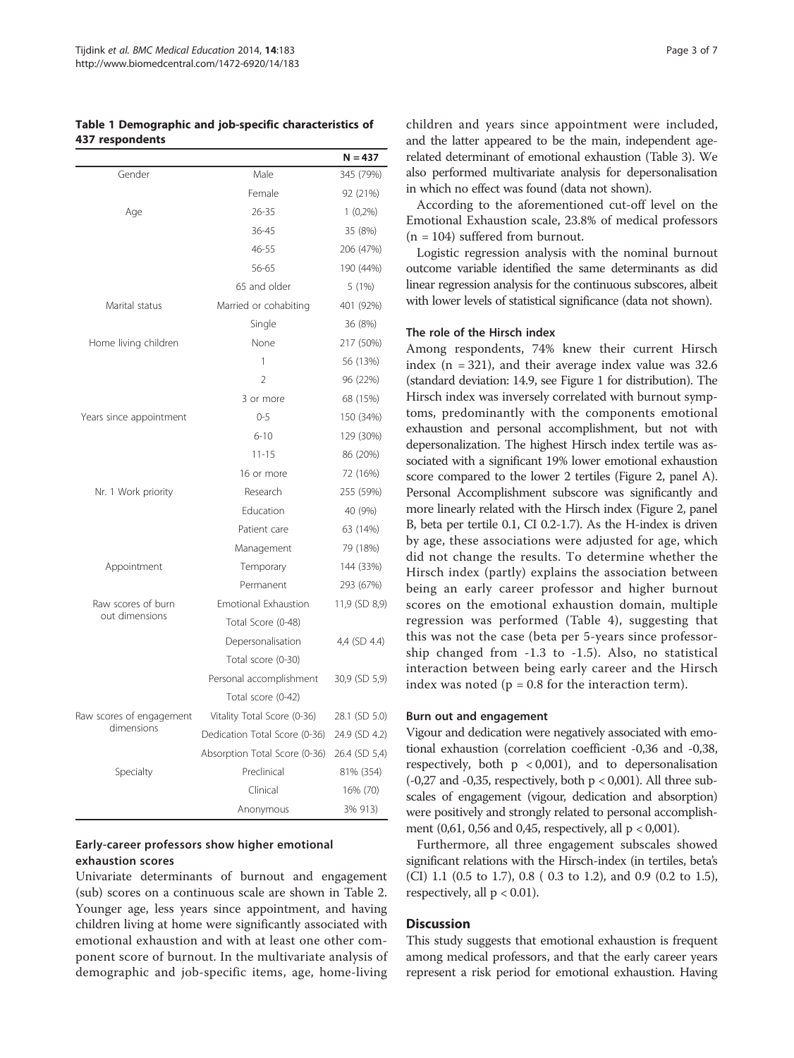**Table 1 Demographic and job-specific characteristics of 437 respondents**

| | | N = 437 |
|---|---|---|
| Gender | Male | 345 (79%) |
| | Female | 92 (21%) |
| Age | 26-35 | 1 (0,2%) |
| | 36-45 | 35 (8%) |
| | 46-55 | 206 (47%) |
| | 56-65 | 190 (44%) |
| | 65 and older | 5 (1%) |
| Marital status | Married or cohabiting | 401 (92%) |
| | Single | 36 (8%) |
| Home living children | None | 217 (50%) |
| | 1 | 56 (13%) |
| | 2 | 96 (22%) |
| | 3 or more | 68 (15%) |
| Years since appointment | 0-5 | 150 (34%) |
| | 6-10 | 129 (30%) |
| | 11-15 | 86 (20%) |
| | 16 or more | 72 (16%) |
| Nr. 1 Work priority | Research | 255 (59%) |
| | Education | 40 (9%) |
| | Patient care | 63 (14%) |
| | Management | 79 (18%) |
| Appointment | Temporary | 144 (33%) |
| | Permanent | 293 (67%) |
| Raw scores of burn out dimensions | Emotional Exhaustion Total Score (0-48) | 11,9 (SD 8,9) |
| | Depersonalisation Total score (0-30) | 4,4 (SD 4.4) |
| | Personal accomplishment Total score (0-42) | 30,9 (SD 5,9) |
| Raw scores of engagement dimensions | Vitality Total Score (0-36) | 28.1 (SD 5.0) |
| | Dedication Total Score (0-36) | 24.9 (SD 4.2) |
| | Absorption Total Score (0-36) | 26.4 (SD 5,4) |
| Specialty | Preclinical | 81% (354) |
| | Clinical | 16% (70) |
| | Anonymous | 3% 913) |

### Early-career professors show higher emotional exhaustion scores

Univariate determinants of burnout and engagement (sub) scores on a continuous scale are shown in Table 2. Younger age, less years since appointment, and having children living at home were significantly associated with emotional exhaustion and with at least one other component score of burnout. In the multivariate analysis of demographic and job-specific items, age, home-living children and years since appointment were included, and the latter appeared to be the main, independent age-related determinant of emotional exhaustion (Table 3). We also performed multivariate analysis for depersonalisation in which no effect was found (data not shown).

According to the aforementioned cut-off level on the Emotional Exhaustion scale, 23.8% of medical professors (n = 104) suffered from burnout.

Logistic regression analysis with the nominal burnout outcome variable identified the same determinants as did linear regression analysis for the continuous subscores, albeit with lower levels of statistical significance (data not shown).

### The role of the Hirsch index

Among respondents, 74% knew their current Hirsch index (n = 321), and their average index value was 32.6 (standard deviation: 14.9, see Figure 1 for distribution). The Hirsch index was inversely correlated with burnout symptoms, predominantly with the components emotional exhaustion and personal accomplishment, but not with depersonalization. The highest Hirsch index tertile was associated with a significant 19% lower emotional exhaustion score compared to the lower 2 tertiles (Figure 2, panel A). Personal Accomplishment subscore was significantly and more linearly related with the Hirsch index (Figure 2, panel B, beta per tertile 0.1, CI 0.2-1.7). As the H-index is driven by age, these associations were adjusted for age, which did not change the results. To determine whether the Hirsch index (partly) explains the association between being an early career professor and higher burnout scores on the emotional exhaustion domain, multiple regression was performed (Table 4), suggesting that this was not the case (beta per 5-years since professorship changed from -1.3 to -1.5). Also, no statistical interaction between being early career and the Hirsch index was noted (p = 0.8 for the interaction term).

### Burn out and engagement

Vigour and dedication were negatively associated with emotional exhaustion (correlation coefficient -0,36 and -0,38, respectively, both $p < 0{,}001$), and to depersonalisation (-0,27 and -0,35, respectively, both $p < 0{,}001$). All three subscales of engagement (vigour, dedication and absorption) were positively and strongly related to personal accomplishment (0,61, 0,56 and 0,45, respectively, all $p < 0{,}001$).

Furthermore, all three engagement subscales showed significant relations with the Hirsch-index (in tertiles, beta's (CI) 1.1 (0.5 to 1.7), 0.8 ( 0.3 to 1.2), and 0.9 (0.2 to 1.5), respectively, all $p < 0.01$).

## Discussion

This study suggests that emotional exhaustion is frequent among medical professors, and that the early career years represent a risk period for emotional exhaustion. Having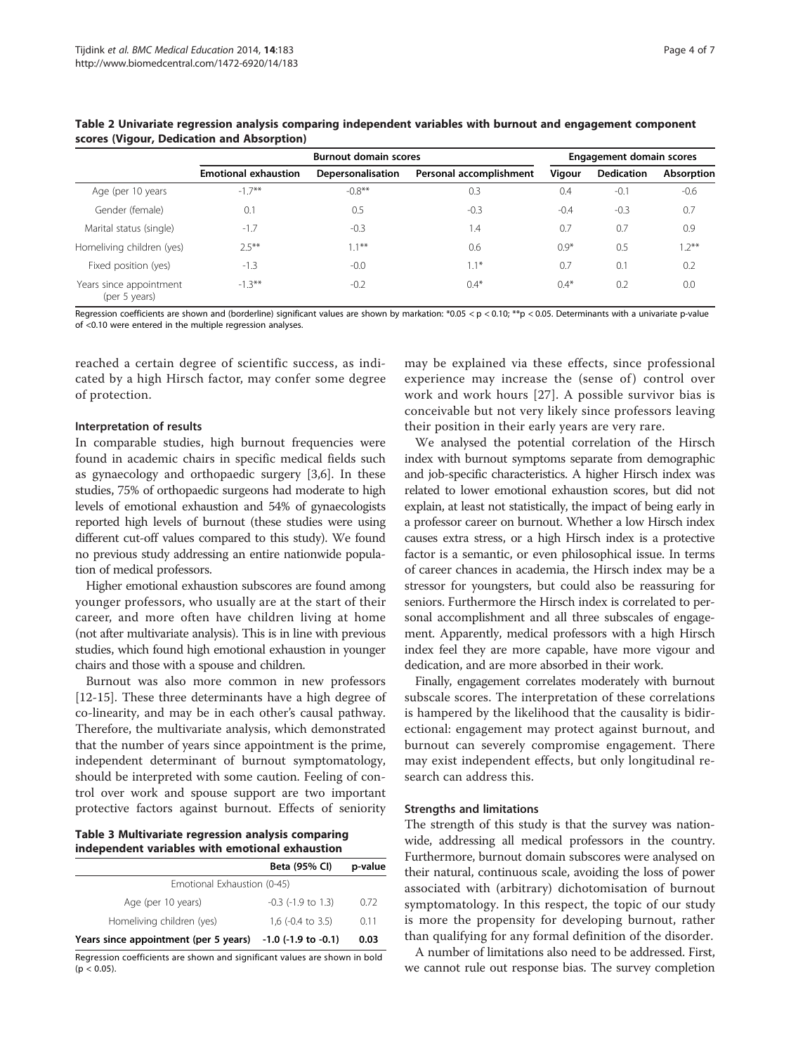**Table 2 Univariate regression analysis comparing independent variables with burnout and engagement component scores (Vigour, Dedication and Absorption)**

| | Burnout domain scores | | | Engagement domain scores | | |
|---|---|---|---|---|---|---|
| | Emotional exhaustion | Depersonalisation | Personal accomplishment | Vigour | Dedication | Absorption |
| Age (per 10 years | -1.7** | -0.8** | 0.3 | 0.4 | -0.1 | -0.6 |
| Gender (female) | 0.1 | 0.5 | -0.3 | -0.4 | -0.3 | 0.7 |
| Marital status (single) | -1.7 | -0.3 | 1.4 | 0.7 | 0.7 | 0.9 |
| Homeliving children (yes) | 2.5** | 1.1** | 0.6 | 0.9* | 0.5 | 1.2** |
| Fixed position (yes) | -1.3 | -0.0 | 1.1* | 0.7 | 0.1 | 0.2 |
| Years since appointment (per 5 years) | -1.3** | -0.2 | 0.4* | 0.4* | 0.2 | 0.0 |

Regression coefficients are shown and (borderline) significant values are shown by markation: *0.05 < p < 0.10; **p < 0.05. Determinants with a univariate p-value of <0.10 were entered in the multiple regression analyses.

reached a certain degree of scientific success, as indicated by a high Hirsch factor, may confer some degree of protection.

### Interpretation of results

In comparable studies, high burnout frequencies were found in academic chairs in specific medical fields such as gynaecology and orthopaedic surgery [3,6]. In these studies, 75% of orthopaedic surgeons had moderate to high levels of emotional exhaustion and 54% of gynaecologists reported high levels of burnout (these studies were using different cut-off values compared to this study). We found no previous study addressing an entire nationwide population of medical professors.

Higher emotional exhaustion subscores are found among younger professors, who usually are at the start of their career, and more often have children living at home (not after multivariate analysis). This is in line with previous studies, which found high emotional exhaustion in younger chairs and those with a spouse and children.

Burnout was also more common in new professors [12-15]. These three determinants have a high degree of co-linearity, and may be in each other's causal pathway. Therefore, the multivariate analysis, which demonstrated that the number of years since appointment is the prime, independent determinant of burnout symptomatology, should be interpreted with some caution. Feeling of control over work and spouse support are two important protective factors against burnout. Effects of seniority may be explained via these effects, since professional experience may increase the (sense of) control over work and work hours [27]. A possible survivor bias is conceivable but not very likely since professors leaving their position in their early years are very rare.

**Table 3 Multivariate regression analysis comparing independent variables with emotional exhaustion**

| | Beta (95% CI) | p-value |
|---|---|---|
| Emotional Exhaustion (0-45) | | |
| Age (per 10 years) | -0.3 (-1.9 to 1.3) | 0.72 |
| Homeliving children (yes) | 1,6 (-0.4 to 3.5) | 0.11 |
| **Years since appointment (per 5 years)** | **-1.0 (-1.9 to -0.1)** | **0.03** |

Regression coefficients are shown and significant values are shown in bold (p < 0.05).

We analysed the potential correlation of the Hirsch index with burnout symptoms separate from demographic and job-specific characteristics. A higher Hirsch index was related to lower emotional exhaustion scores, but did not explain, at least not statistically, the impact of being early in a professor career on burnout. Whether a low Hirsch index causes extra stress, or a high Hirsch index is a protective factor is a semantic, or even philosophical issue. In terms of career chances in academia, the Hirsch index may be a stressor for youngsters, but could also be reassuring for seniors. Furthermore the Hirsch index is correlated to personal accomplishment and all three subscales of engagement. Apparently, medical professors with a high Hirsch index feel they are more capable, have more vigour and dedication, and are more absorbed in their work.

Finally, engagement correlates moderately with burnout subscale scores. The interpretation of these correlations is hampered by the likelihood that the causality is bidirectional: engagement may protect against burnout, and burnout can severely compromise engagement. There may exist independent effects, but only longitudinal research can address this.

### Strengths and limitations

The strength of this study is that the survey was nationwide, addressing all medical professors in the country. Furthermore, burnout domain subscores were analysed on their natural, continuous scale, avoiding the loss of power associated with (arbitrary) dichotomisation of burnout symptomatology. In this respect, the topic of our study is more the propensity for developing burnout, rather than qualifying for any formal definition of the disorder.

A number of limitations also need to be addressed. First, we cannot rule out response bias. The survey completion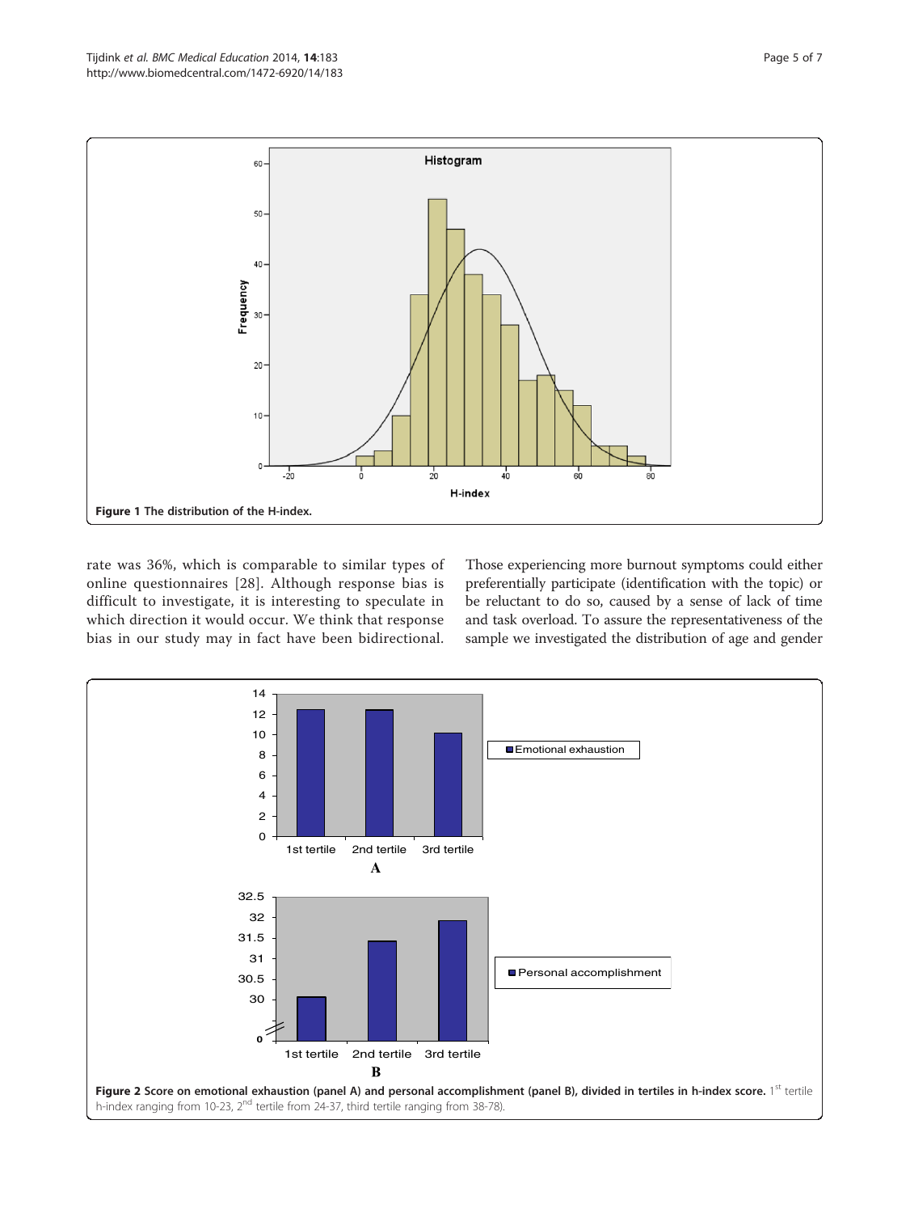Figure 1 The distribution of the H-index.

rate was 36%, which is comparable to similar types of online questionnaires [28]. Although response bias is difficult to investigate, it is interesting to speculate in which direction it would occur. We think that response bias in our study may in fact have been bidirectional. Those experiencing more burnout symptoms could either preferentially participate (identification with the topic) or be reluctant to do so, caused by a sense of lack of time and task overload. To assure the representativeness of the sample we investigated the distribution of age and gender

Figure 2 Score on emotional exhaustion (panel A) and personal accomplishment (panel B), divided in tertiles in h-index score. 1st tertile h-index ranging from 10-23, 2nd tertile from 24-37, third tertile ranging from 38-78).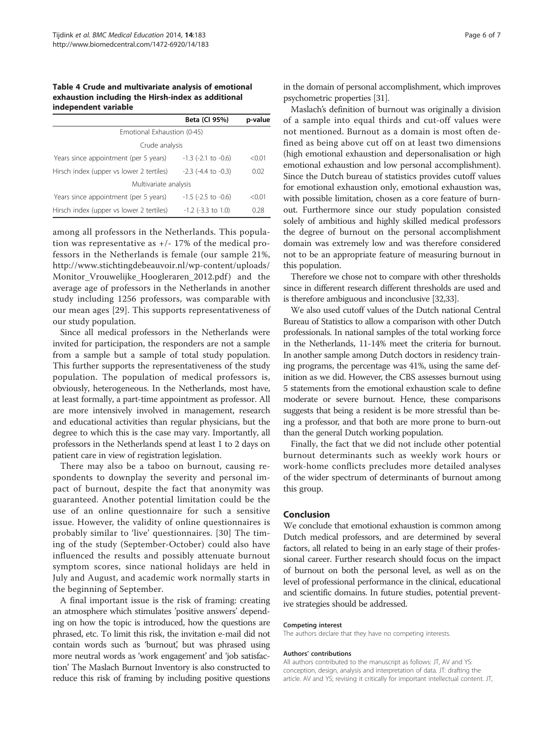**Table 4 Crude and multivariate analysis of emotional exhaustion including the Hirsh-index as additional independent variable**

| | Beta (CI 95%) | p-value |
|---|---|---|
| Emotional Exhaustion (0-45) | | |
| Crude analysis | | |
| Years since appointment (per 5 years) | -1.3 (-2.1 to -0.6) | <0.01 |
| Hirsch index (upper vs lower 2 tertiles) | -2.3 (-4.4 to -0.3) | 0.02 |
| Multivariate analysis | | |
| Years since appointment (per 5 years) | -1.5 (-2.5 to -0.6) | <0.01 |
| Hirsch index (upper vs lower 2 tertiles) | -1.2 (-3.3 to 1.0) | 0.28 |

among all professors in the Netherlands. This population was representative as +/- 17% of the medical professors in the Netherlands is female (our sample 21%, http://www.stichtingdebeauvoir.nl/wp-content/uploads/Monitor_Vrouwelijke_Hoogleraren_2012.pdf) and the average age of professors in the Netherlands in another study including 1256 professors, was comparable with our mean ages [29]. This supports representativeness of our study population.

Since all medical professors in the Netherlands were invited for participation, the responders are not a sample from a sample but a sample of total study population. This further supports the representativeness of the study population. The population of medical professors is, obviously, heterogeneous. In the Netherlands, most have, at least formally, a part-time appointment as professor. All are more intensively involved in management, research and educational activities than regular physicians, but the degree to which this is the case may vary. Importantly, all professors in the Netherlands spend at least 1 to 2 days on patient care in view of registration legislation.

There may also be a taboo on burnout, causing respondents to downplay the severity and personal impact of burnout, despite the fact that anonymity was guaranteed. Another potential limitation could be the use of an online questionnaire for such a sensitive issue. However, the validity of online questionnaires is probably similar to 'live' questionnaires. [30] The timing of the study (September-October) could also have influenced the results and possibly attenuate burnout symptom scores, since national holidays are held in July and August, and academic work normally starts in the beginning of September.

A final important issue is the risk of framing: creating an atmosphere which stimulates 'positive answers' depending on how the topic is introduced, how the questions are phrased, etc. To limit this risk, the invitation e-mail did not contain words such as 'burnout', but was phrased using more neutral words as 'work engagement' and 'job satisfaction' The Maslach Burnout Inventory is also constructed to reduce this risk of framing by including positive questions in the domain of personal accomplishment, which improves psychometric properties [31].

Maslach's definition of burnout was originally a division of a sample into equal thirds and cut-off values were not mentioned. Burnout as a domain is most often defined as being above cut off on at least two dimensions (high emotional exhaustion and depersonalisation or high emotional exhaustion and low personal accomplishment). Since the Dutch bureau of statistics provides cutoff values for emotional exhaustion only, emotional exhaustion was, with possible limitation, chosen as a core feature of burnout. Furthermore since our study population consisted solely of ambitious and highly skilled medical professors the degree of burnout on the personal accomplishment domain was extremely low and was therefore considered not to be an appropriate feature of measuring burnout in this population.

Therefore we chose not to compare with other thresholds since in different research different thresholds are used and is therefore ambiguous and inconclusive [32,33].

We also used cutoff values of the Dutch national Central Bureau of Statistics to allow a comparison with other Dutch professionals. In national samples of the total working force in the Netherlands, 11-14% meet the criteria for burnout. In another sample among Dutch doctors in residency training programs, the percentage was 41%, using the same definition as we did. However, the CBS assesses burnout using 5 statements from the emotional exhaustion scale to define moderate or severe burnout. Hence, these comparisons suggests that being a resident is be more stressful than being a professor, and that both are more prone to burn-out than the general Dutch working population.

Finally, the fact that we did not include other potential burnout determinants such as weekly work hours or work-home conflicts precludes more detailed analyses of the wider spectrum of determinants of burnout among this group.

## Conclusion

We conclude that emotional exhaustion is common among Dutch medical professors, and are determined by several factors, all related to being in an early stage of their professional career. Further research should focus on the impact of burnout on both the personal level, as well as on the level of professional performance in the clinical, educational and scientific domains. In future studies, potential preventive strategies should be addressed.

#### Competing interest

The authors declare that they have no competing interests.

#### Authors' contributions

All authors contributed to the manuscript as follows: JT, AV and YS: conception, design, analysis and interpretation of data. JT: drafting the article. AV and YS; revising it critically for important intellectual content. JT,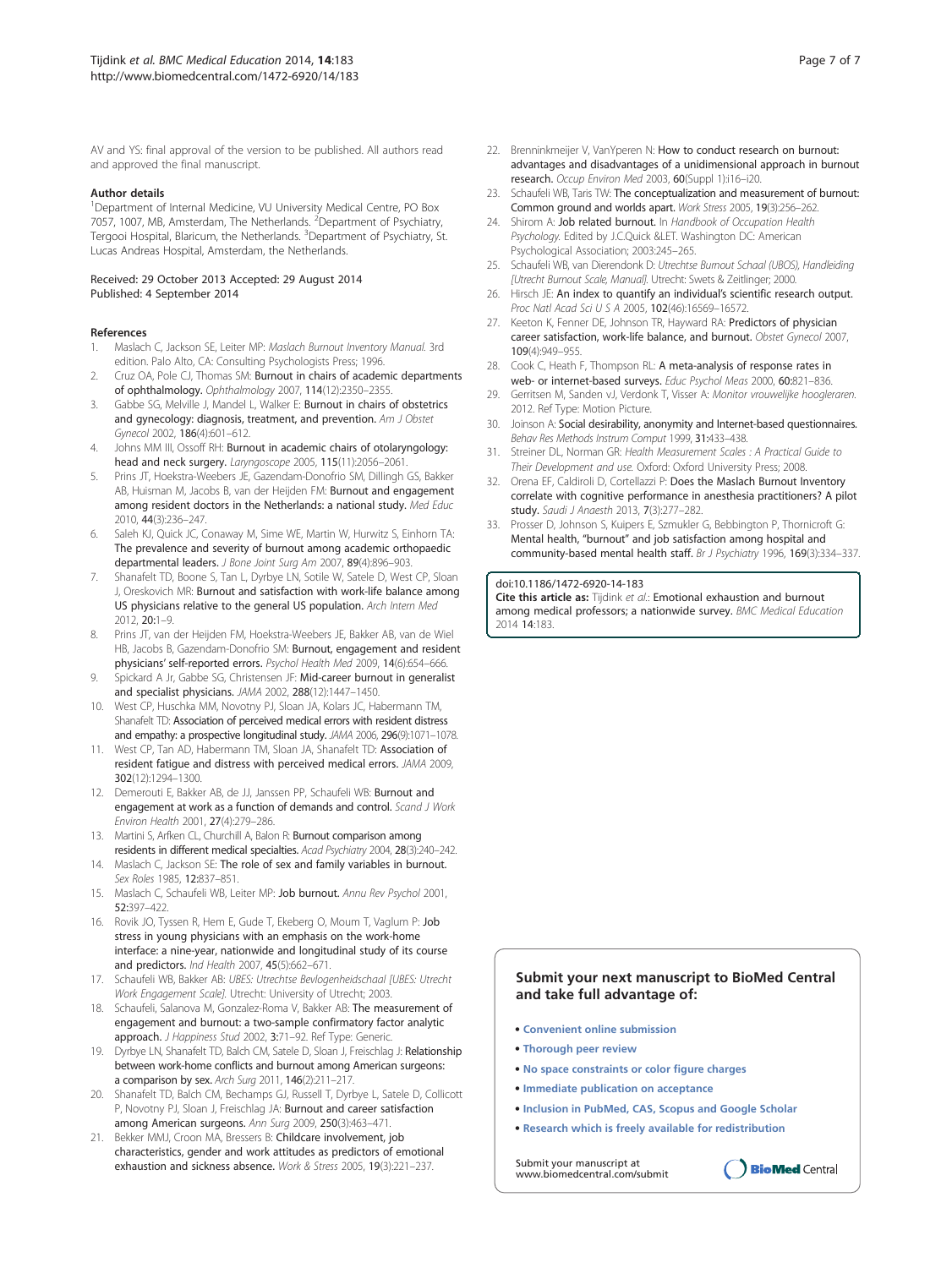AV and YS: final approval of the version to be published. All authors read and approved the final manuscript.

### Author details

[1]Department of Internal Medicine, VU University Medical Centre, PO Box 7057, 1007, MB, Amsterdam, The Netherlands. [2]Department of Psychiatry, Tergooi Hospital, Blaricum, the Netherlands. [3]Department of Psychiatry, St. Lucas Andreas Hospital, Amsterdam, the Netherlands.

Received: 29 October 2013 Accepted: 29 August 2014
Published: 4 September 2014

### References

1. Maslach C, Jackson SE, Leiter MP: *Maslach Burnout Inventory Manual.* 3rd edition. Palo Alto, CA: Consulting Psychologists Press; 1996.
2. Cruz OA, Pole CJ, Thomas SM: **Burnout in chairs of academic departments of ophthalmology.** *Ophthalmology* 2007, **114**(12):2350–2355.
3. Gabbe SG, Melville J, Mandel L, Walker E: **Burnout in chairs of obstetrics and gynecology: diagnosis, treatment, and prevention.** *Am J Obstet Gynecol* 2002, **186**(4):601–612.
4. Johns MM III, Ossoff RH: **Burnout in academic chairs of otolaryngology: head and neck surgery.** *Laryngoscope* 2005, **115**(11):2056–2061.
5. Prins JT, Hoekstra-Weebers JE, Gazendam-Donofrio SM, Dillingh GS, Bakker AB, Huisman M, Jacobs B, van der Heijden FM: **Burnout and engagement among resident doctors in the Netherlands: a national study.** *Med Educ* 2010, **44**(3):236–247.
6. Saleh KJ, Quick JC, Conaway M, Sime WE, Martin W, Hurwitz S, Einhorn TA: **The prevalence and severity of burnout among academic orthopaedic departmental leaders.** *J Bone Joint Surg Am* 2007, **89**(4):896–903.
7. Shanafelt TD, Boone S, Tan L, Dyrbye LN, Sotile W, Satele D, West CP, Sloan J, Oreskovich MR: **Burnout and satisfaction with work-life balance among US physicians relative to the general US population.** *Arch Intern Med* 2012, **20**:1–9.
8. Prins JT, van der Heijden FM, Hoekstra-Weebers JE, Bakker AB, van de Wiel HB, Jacobs B, Gazendam-Donofrio SM: **Burnout, engagement and resident physicians' self-reported errors.** *Psychol Health Med* 2009, **14**(6):654–666.
9. Spickard A Jr, Gabbe SG, Christensen JF: **Mid-career burnout in generalist and specialist physicians.** *JAMA* 2002, **288**(12):1447–1450.
10. West CP, Huschka MM, Novotny PJ, Sloan JA, Kolars JC, Habermann TM, Shanafelt TD: **Association of perceived medical errors with resident distress and empathy: a prospective longitudinal study.** *JAMA* 2006, **296**(9):1071–1078.
11. West CP, Tan AD, Habermann TM, Sloan JA, Shanafelt TD: **Association of resident fatigue and distress with perceived medical errors.** *JAMA* 2009, **302**(12):1294–1300.
12. Demerouti E, Bakker AB, de JJ, Janssen PP, Schaufeli WB: **Burnout and engagement at work as a function of demands and control.** *Scand J Work Environ Health* 2001, **27**(4):279–286.
13. Martini S, Arfken CL, Churchill A, Balon R: **Burnout comparison among residents in different medical specialties.** *Acad Psychiatry* 2004, **28**(3):240–242.
14. Maslach C, Jackson SE: **The role of sex and family variables in burnout.** *Sex Roles* 1985, **12**:837–851.
15. Maslach C, Schaufeli WB, Leiter MP: **Job burnout.** *Annu Rev Psychol* 2001, **52**:397–422.
16. Rovik JO, Tyssen R, Hem E, Gude T, Ekeberg O, Moum T, Vaglum P: **Job stress in young physicians with an emphasis on the work-home interface: a nine-year, nationwide and longitudinal study of its course and predictors.** *Ind Health* 2007, **45**(5):662–671.
17. Schaufeli WB, Bakker AB: *UBES: Utrechtse Bevlogenheidschaal [UBES: Utrecht Work Engagement Scale].* Utrecht: University of Utrecht; 2003.
18. Schaufeli, Salanova M, Gonzalez-Roma V, Bakker AB: **The measurement of engagement and burnout: a two-sample confirmatory factor analytic approach.** *J Happiness Stud* 2002, **3**:71–92. Ref Type: Generic.
19. Dyrbye LN, Shanafelt TD, Balch CM, Satele D, Sloan J, Freischlag J: **Relationship between work-home conflicts and burnout among American surgeons: a comparison by sex.** *Arch Surg* 2011, **146**(2):211–217.
20. Shanafelt TD, Balch CM, Bechamps GJ, Russell T, Dyrbye L, Satele D, Collicott P, Novotny PJ, Sloan J, Freischlag JA: **Burnout and career satisfaction among American surgeons.** *Ann Surg* 2009, **250**(3):463–471.
21. Bekker MMJ, Croon MA, Bressers B: **Childcare involvement, job characteristics, gender and work attitudes as predictors of emotional exhaustion and sickness absence.** *Work & Stress* 2005, **19**(3):221–237.
22. Brenninkmeijer V, VanYperen N: **How to conduct research on burnout: advantages and disadvantages of a unidimensional approach in burnout research.** *Occup Environ Med* 2003, **60**(Suppl 1):i16–i20.
23. Schaufeli WB, Taris TW: **The conceptualization and measurement of burnout: Common ground and worlds apart.** *Work Stress* 2005, **19**(3):256–262.
24. Shirom A: **Job related burnout.** In *Handbook of Occupation Health Psychology.* Edited by J.C.Quick &LET. Washington DC: American Psychological Association; 2003:245–265.
25. Schaufeli WB, van Dierendonk D: *Utrechtse Burnout Schaal (UBOS), Handleiding [Utrecht Burnout Scale, Manual].* Utrecht: Swets & Zeitlinger; 2000.
26. Hirsch JE: **An index to quantify an individual's scientific research output.** *Proc Natl Acad Sci U S A* 2005, **102**(46):16569–16572.
27. Keeton K, Fenner DE, Johnson TR, Hayward RA: **Predictors of physician career satisfaction, work-life balance, and burnout.** *Obstet Gynecol* 2007, **109**(4):949–955.
28. Cook C, Heath F, Thompson RL: **A meta-analysis of response rates in web- or internet-based surveys.** *Educ Psychol Meas* 2000, **60**:821–836.
29. Gerritsen M, Sanden vJ, Verdonk T, Visser A: *Monitor vrouwelijke hoogleraren.* 2012. Ref Type: Motion Picture.
30. Joinson A: **Social desirability, anonymity and Internet-based questionnaires.** *Behav Res Methods Instrum Comput* 1999, **31**:433–438.
31. Streiner DL, Norman GR: *Health Measurement Scales : A Practical Guide to Their Development and use.* Oxford: Oxford University Press; 2008.
32. Orena EF, Caldiroli D, Cortellazzi P: **Does the Maslach Burnout Inventory correlate with cognitive performance in anesthesia practitioners? A pilot study.** *Saudi J Anaesth* 2013, **7**(3):277–282.
33. Prosser D, Johnson S, Kuipers E, Szmukler G, Bebbington P, Thornicroft G: **Mental health, "burnout" and job satisfaction among hospital and community-based mental health staff.** *Br J Psychiatry* 1996, **169**(3):334–337.

doi:10.1186/1472-6920-14-183
**Cite this article as:** Tijdink *et al.*: Emotional exhaustion and burnout among medical professors; a nationwide survey. *BMC Medical Education* 2014 **14**:183.